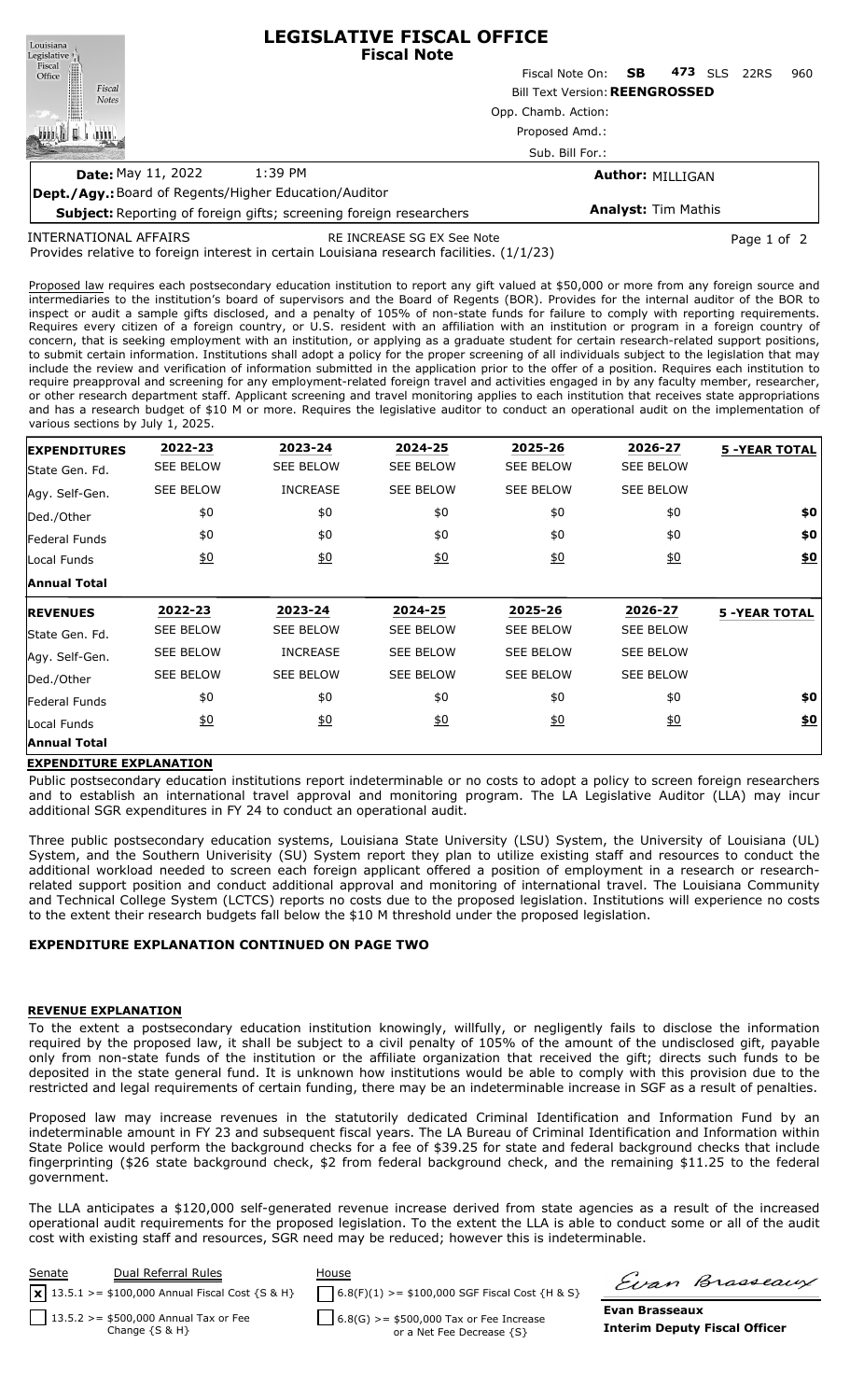# LEGISLATIVE FISCAL OFFICE
**Fiscal Note**

Fiscal Note On: **SB 473** SLS 22RS 960

Bill Text Version: **REENGROSSED**

Opp. Chamb. Action:

Proposed Amd.:

Sub. Bill For.:

**Date:** May 11, 2022 1:39 PM

**Author:** MILLIGAN

**Dept./Agy.:** Board of Regents/Higher Education/Auditor

**Subject:** Reporting of foreign gifts; screening foreign researchers

**Analyst:** Tim Mathis

INTERNATIONAL AFFAIRS RE INCREASE SG EX See Note

Provides relative to foreign interest in certain Louisiana research facilities. (1/1/23)

Proposed law requires each postsecondary education institution to report any gift valued at $50,000 or more from any foreign source and intermediaries to the institution's board of supervisors and the Board of Regents (BOR). Provides for the internal auditor of the BOR to inspect or audit a sample gifts disclosed, and a penalty of 105% of non-state funds for failure to comply with reporting requirements. Requires every citizen of a foreign country, or U.S. resident with an affiliation with an institution or program in a foreign country of concern, that is seeking employment with an institution, or applying as a graduate student for certain research-related support positions, to submit certain information. Institutions shall adopt a policy for the proper screening of all individuals subject to the legislation that may include the review and verification of information submitted in the application prior to the offer of a position. Requires each institution to require preapproval and screening for any employment-related foreign travel and activities engaged in by any faculty member, researcher, or other research department staff. Applicant screening and travel monitoring applies to each institution that receives state appropriations and has a research budget of $10 M or more. Requires the legislative auditor to conduct an operational audit on the implementation of various sections by July 1, 2025.

| EXPENDITURES | 2022-23 | 2023-24 | 2024-25 | 2025-26 | 2026-27 | 5 -YEAR TOTAL |
|---|---|---|---|---|---|---|
| State Gen. Fd. | SEE BELOW | SEE BELOW | SEE BELOW | SEE BELOW | SEE BELOW | |
| Agy. Self-Gen. | SEE BELOW | INCREASE | SEE BELOW | SEE BELOW | SEE BELOW | |
| Ded./Other | $0 | $0 | $0 | $0 | $0 | $0 |
| Federal Funds | $0 | $0 | $0 | $0 | $0 | $0 |
| Local Funds | $0 | $0 | $0 | $0 | $0 | $0 |
| Annual Total | | | | | | |

| REVENUES | 2022-23 | 2023-24 | 2024-25 | 2025-26 | 2026-27 | 5 -YEAR TOTAL |
|---|---|---|---|---|---|---|
| State Gen. Fd. | SEE BELOW | SEE BELOW | SEE BELOW | SEE BELOW | SEE BELOW | |
| Agy. Self-Gen. | SEE BELOW | INCREASE | SEE BELOW | SEE BELOW | SEE BELOW | |
| Ded./Other | SEE BELOW | SEE BELOW | SEE BELOW | SEE BELOW | SEE BELOW | |
| Federal Funds | $0 | $0 | $0 | $0 | $0 | $0 |
| Local Funds | $0 | $0 | $0 | $0 | $0 | $0 |
| Annual Total | | | | | | |

## EXPENDITURE EXPLANATION

Public postsecondary education institutions report indeterminable or no costs to adopt a policy to screen foreign researchers and to establish an international travel approval and monitoring program. The LA Legislative Auditor (LLA) may incur additional SGR expenditures in FY 24 to conduct an operational audit.

Three public postsecondary education systems, Louisiana State University (LSU) System, the University of Louisiana (UL) System, and the Southern Univerisity (SU) System report they plan to utilize existing staff and resources to conduct the additional workload needed to screen each foreign applicant offered a position of employment in a research or research-related support position and conduct additional approval and monitoring of international travel. The Louisiana Community and Technical College System (LCTCS) reports no costs due to the proposed legislation. Institutions will experience no costs to the extent their research budgets fall below the $10 M threshold under the proposed legislation.

**EXPENDITURE EXPLANATION CONTINUED ON PAGE TWO**

## REVENUE EXPLANATION

To the extent a postsecondary education institution knowingly, willfully, or negligently fails to disclose the information required by the proposed law, it shall be subject to a civil penalty of 105% of the amount of the undisclosed gift, payable only from non-state funds of the institution or the affiliate organization that received the gift; directs such funds to be deposited in the state general fund. It is unknown how institutions would be able to comply with this provision due to the restricted and legal requirements of certain funding, there may be an indeterminable increase in SGF as a result of penalties.

Proposed law may increase revenues in the statutorily dedicated Criminal Identification and Information Fund by an indeterminable amount in FY 23 and subsequent fiscal years. The LA Bureau of Criminal Identification and Information within State Police would perform the background checks for a fee of $39.25 for state and federal background checks that include fingerprinting ($26 state background check, $2 from federal background check, and the remaining $11.25 to the federal government.

The LLA anticipates a $120,000 self-generated revenue increase derived from state agencies as a result of the increased operational audit requirements for the proposed legislation. To the extent the LLA is able to conduct some or all of the audit cost with existing staff and resources, SGR need may be reduced; however this is indeterminable.

| Senate | Dual Referral Rules | House |
|---|---|---|
| [x] | 13.5.1 >= $100,000 Annual Fiscal Cost {S & H} | [ ] 6.8(F)(1) >= $100,000 SGF Fiscal Cost {H & S} |
| [ ] | 13.5.2 >= $500,000 Annual Tax or Fee Change {S & H} | [ ] 6.8(G) >= $500,000 Tax or Fee Increase or a Net Fee Decrease {S} |

**Evan Brasseaux**
**Interim Deputy Fiscal Officer**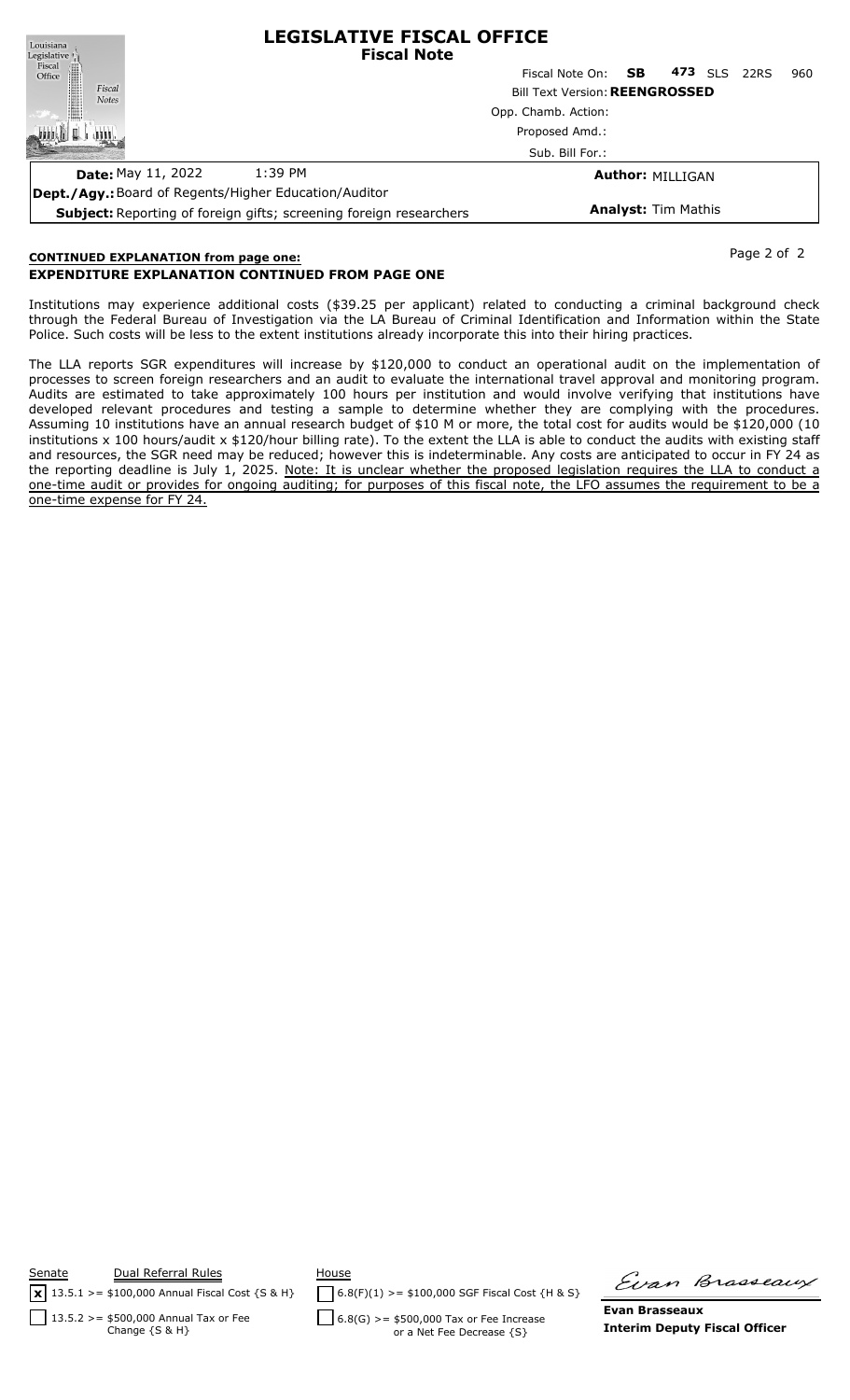# LEGISLATIVE FISCAL OFFICE
## Fiscal Note

Fiscal Note On: **SB 473** SLS 22RS 960

Bill Text Version: **REENGROSSED**

Opp. Chamb. Action:

Proposed Amd.:

Sub. Bill For.:

**Date:** May 11, 2022 1:39 PM

**Author:** MILLIGAN

**Dept./Agy.:** Board of Regents/Higher Education/Auditor

**Subject:** Reporting of foreign gifts; screening foreign researchers

**Analyst:** Tim Mathis

**CONTINUED EXPLANATION from page one:**
**EXPENDITURE EXPLANATION CONTINUED FROM PAGE ONE**

Institutions may experience additional costs ($39.25 per applicant) related to conducting a criminal background check through the Federal Bureau of Investigation via the LA Bureau of Criminal Identification and Information within the State Police. Such costs will be less to the extent institutions already incorporate this into their hiring practices.

The LLA reports SGR expenditures will increase by $120,000 to conduct an operational audit on the implementation of processes to screen foreign researchers and an audit to evaluate the international travel approval and monitoring program. Audits are estimated to take approximately 100 hours per institution and would involve verifying that institutions have developed relevant procedures and testing a sample to determine whether they are complying with the procedures. Assuming 10 institutions have an annual research budget of $10 M or more, the total cost for audits would be $120,000 (10 institutions x 100 hours/audit x $120/hour billing rate). To the extent the LLA is able to conduct the audits with existing staff and resources, the SGR need may be reduced; however this is indeterminable. Any costs are anticipated to occur in FY 24 as the reporting deadline is July 1, 2025. Note: It is unclear whether the proposed legislation requires the LLA to conduct a one-time audit or provides for ongoing auditing; for purposes of this fiscal note, the LFO assumes the requirement to be a one-time expense for FY 24.

| Senate | Dual Referral Rules | House |
|---|---|---|
| [x] 13.5.1 >= $100,000 Annual Fiscal Cost {S & H} | | [ ] 6.8(F)(1) >= $100,000 SGF Fiscal Cost {H & S} |
| [ ] 13.5.2 >= $500,000 Annual Tax or Fee Change {S & H} | | [ ] 6.8(G) >= $500,000 Tax or Fee Increase or a Net Fee Decrease {S} |

Evan Brasseaux

**Evan Brasseaux**
**Interim Deputy Fiscal Officer**